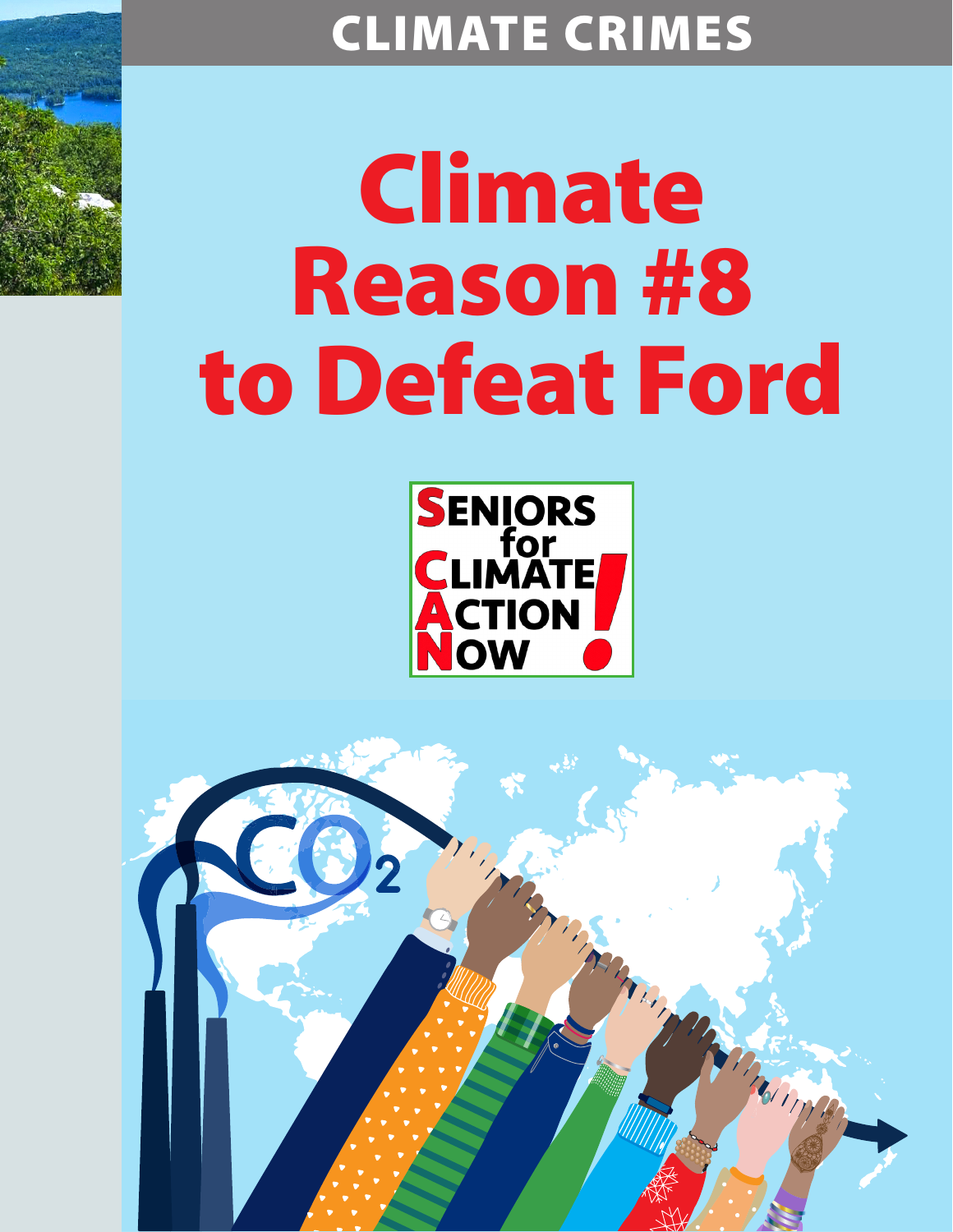CLIMATE CRIMES

# Climate Reason #8 to Defeat Ford

SENIORS for CLIMATE ACTION NOW!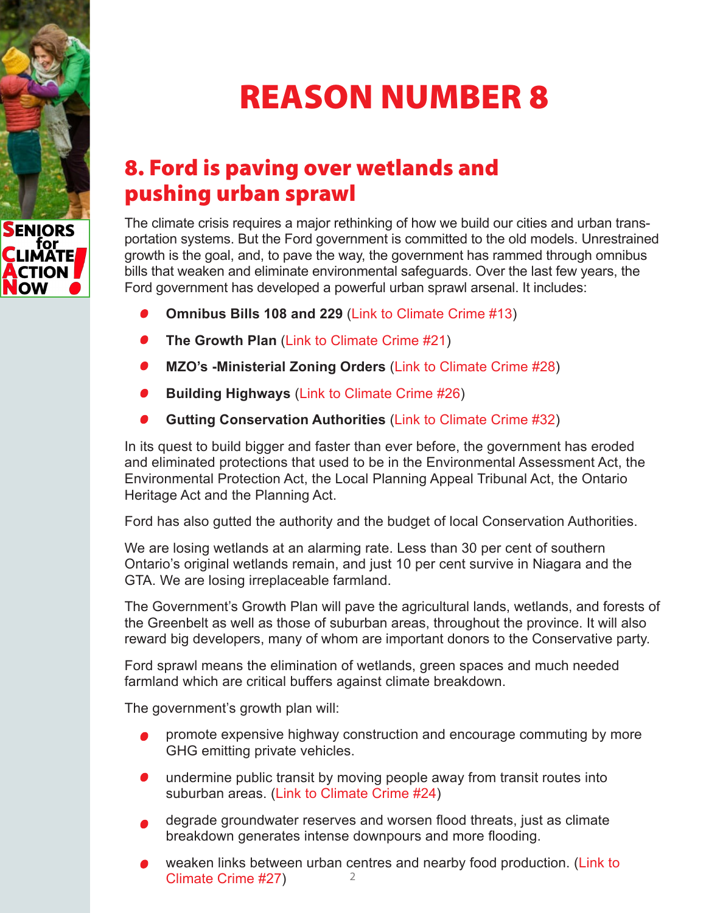# REASON NUMBER 8

## 8. Ford is paving over wetlands and pushing urban sprawl

The climate crisis requires a major rethinking of how we build our cities and urban transportation systems. But the Ford government is committed to the old models. Unrestrained growth is the goal, and, to pave the way, the government has rammed through omnibus bills that weaken and eliminate environmental safeguards. Over the last few years, the Ford government has developed a powerful urban sprawl arsenal. It includes:

- **Omnibus Bills 108 and 229** (Link to Climate Crime #13)
- **The Growth Plan** (Link to Climate Crime #21)
- **MZO's -Ministerial Zoning Orders** (Link to Climate Crime #28)
- **Building Highways** (Link to Climate Crime #26)
- **Gutting Conservation Authorities** (Link to Climate Crime #32)

In its quest to build bigger and faster than ever before, the government has eroded and eliminated protections that used to be in the Environmental Assessment Act, the Environmental Protection Act, the Local Planning Appeal Tribunal Act, the Ontario Heritage Act and the Planning Act.

Ford has also gutted the authority and the budget of local Conservation Authorities.

We are losing wetlands at an alarming rate. Less than 30 per cent of southern Ontario's original wetlands remain, and just 10 per cent survive in Niagara and the GTA. We are losing irreplaceable farmland.

The Government's Growth Plan will pave the agricultural lands, wetlands, and forests of the Greenbelt as well as those of suburban areas, throughout the province. It will also reward big developers, many of whom are important donors to the Conservative party.

Ford sprawl means the elimination of wetlands, green spaces and much needed farmland which are critical buffers against climate breakdown.

The government's growth plan will:

- promote expensive highway construction and encourage commuting by more GHG emitting private vehicles.
- undermine public transit by moving people away from transit routes into suburban areas. (Link to Climate Crime #24)
- degrade groundwater reserves and worsen flood threats, just as climate breakdown generates intense downpours and more flooding.
- weaken links between urban centres and nearby food production. (Link to Climate Crime #27)